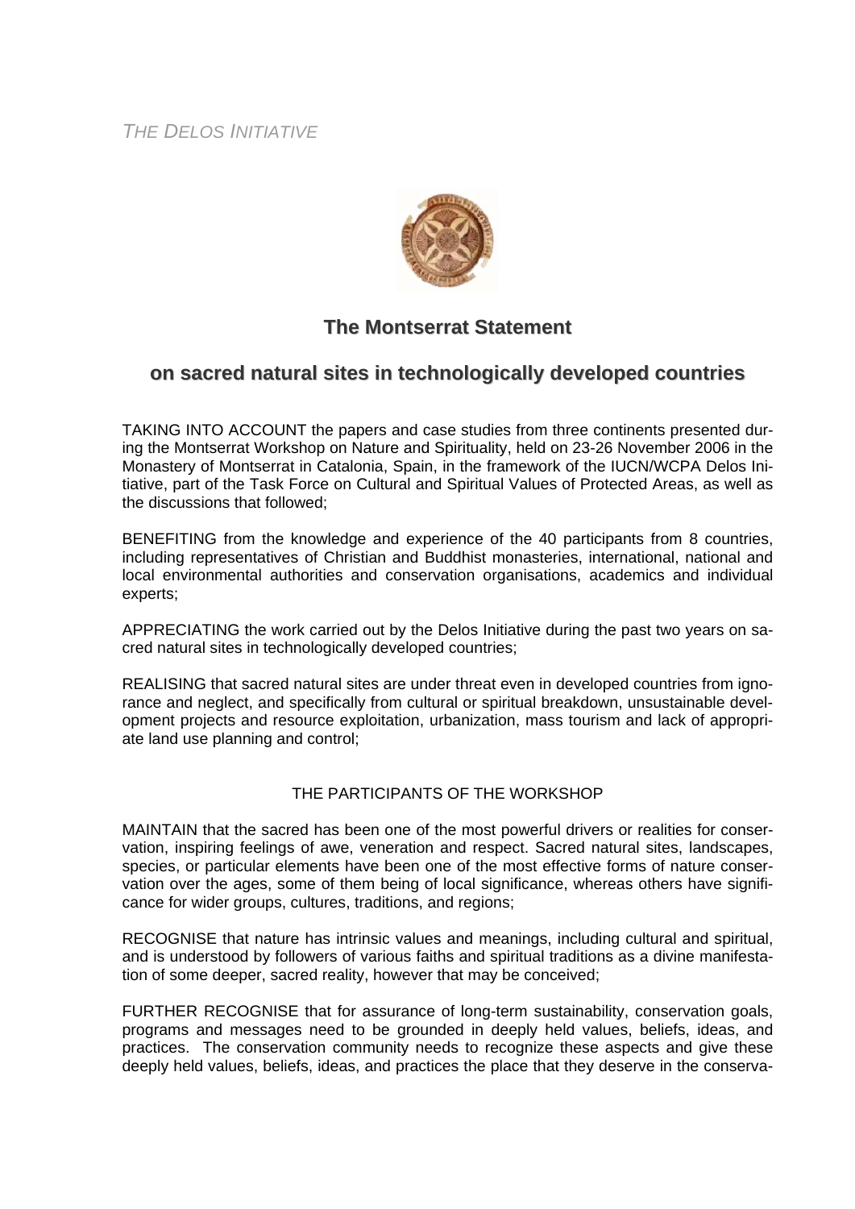*THE DELOS INITIATIVE*

# The Montserrat Statement

## on sacred natural sites in technologically developed countries

TAKING INTO ACCOUNT the papers and case studies from three continents presented during the Montserrat Workshop on Nature and Spirituality, held on 23-26 November 2006 in the Monastery of Montserrat in Catalonia, Spain, in the framework of the IUCN/WCPA Delos Initiative, part of the Task Force on Cultural and Spiritual Values of Protected Areas, as well as the discussions that followed;

BENEFITING from the knowledge and experience of the 40 participants from 8 countries, including representatives of Christian and Buddhist monasteries, international, national and local environmental authorities and conservation organisations, academics and individual experts;

APPRECIATING the work carried out by the Delos Initiative during the past two years on sacred natural sites in technologically developed countries;

REALISING that sacred natural sites are under threat even in developed countries from ignorance and neglect, and specifically from cultural or spiritual breakdown, unsustainable development projects and resource exploitation, urbanization, mass tourism and lack of appropriate land use planning and control;

THE PARTICIPANTS OF THE WORKSHOP

MAINTAIN that the sacred has been one of the most powerful drivers or realities for conservation, inspiring feelings of awe, veneration and respect. Sacred natural sites, landscapes, species, or particular elements have been one of the most effective forms of nature conservation over the ages, some of them being of local significance, whereas others have significance for wider groups, cultures, traditions, and regions;

RECOGNISE that nature has intrinsic values and meanings, including cultural and spiritual, and is understood by followers of various faiths and spiritual traditions as a divine manifestation of some deeper, sacred reality, however that may be conceived;

FURTHER RECOGNISE that for assurance of long-term sustainability, conservation goals, programs and messages need to be grounded in deeply held values, beliefs, ideas, and practices. The conservation community needs to recognize these aspects and give these deeply held values, beliefs, ideas, and practices the place that they deserve in the conserva-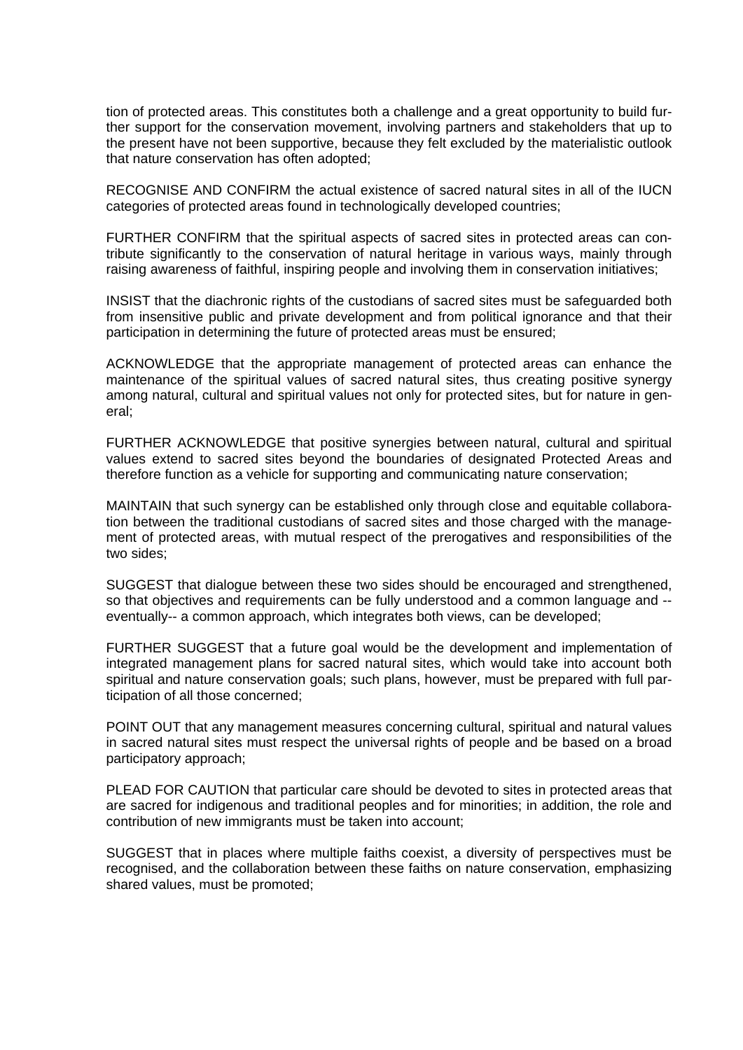tion of protected areas. This constitutes both a challenge and a great opportunity to build further support for the conservation movement, involving partners and stakeholders that up to the present have not been supportive, because they felt excluded by the materialistic outlook that nature conservation has often adopted;

RECOGNISE AND CONFIRM the actual existence of sacred natural sites in all of the IUCN categories of protected areas found in technologically developed countries;

FURTHER CONFIRM that the spiritual aspects of sacred sites in protected areas can contribute significantly to the conservation of natural heritage in various ways, mainly through raising awareness of faithful, inspiring people and involving them in conservation initiatives;

INSIST that the diachronic rights of the custodians of sacred sites must be safeguarded both from insensitive public and private development and from political ignorance and that their participation in determining the future of protected areas must be ensured;

ACKNOWLEDGE that the appropriate management of protected areas can enhance the maintenance of the spiritual values of sacred natural sites, thus creating positive synergy among natural, cultural and spiritual values not only for protected sites, but for nature in general;

FURTHER ACKNOWLEDGE that positive synergies between natural, cultural and spiritual values extend to sacred sites beyond the boundaries of designated Protected Areas and therefore function as a vehicle for supporting and communicating nature conservation;

MAINTAIN that such synergy can be established only through close and equitable collaboration between the traditional custodians of sacred sites and those charged with the management of protected areas, with mutual respect of the prerogatives and responsibilities of the two sides;

SUGGEST that dialogue between these two sides should be encouraged and strengthened, so that objectives and requirements can be fully understood and a common language and --eventually-- a common approach, which integrates both views, can be developed;

FURTHER SUGGEST that a future goal would be the development and implementation of integrated management plans for sacred natural sites, which would take into account both spiritual and nature conservation goals; such plans, however, must be prepared with full participation of all those concerned;

POINT OUT that any management measures concerning cultural, spiritual and natural values in sacred natural sites must respect the universal rights of people and be based on a broad participatory approach;

PLEAD FOR CAUTION that particular care should be devoted to sites in protected areas that are sacred for indigenous and traditional peoples and for minorities; in addition, the role and contribution of new immigrants must be taken into account;

SUGGEST that in places where multiple faiths coexist, a diversity of perspectives must be recognised, and the collaboration between these faiths on nature conservation, emphasizing shared values, must be promoted;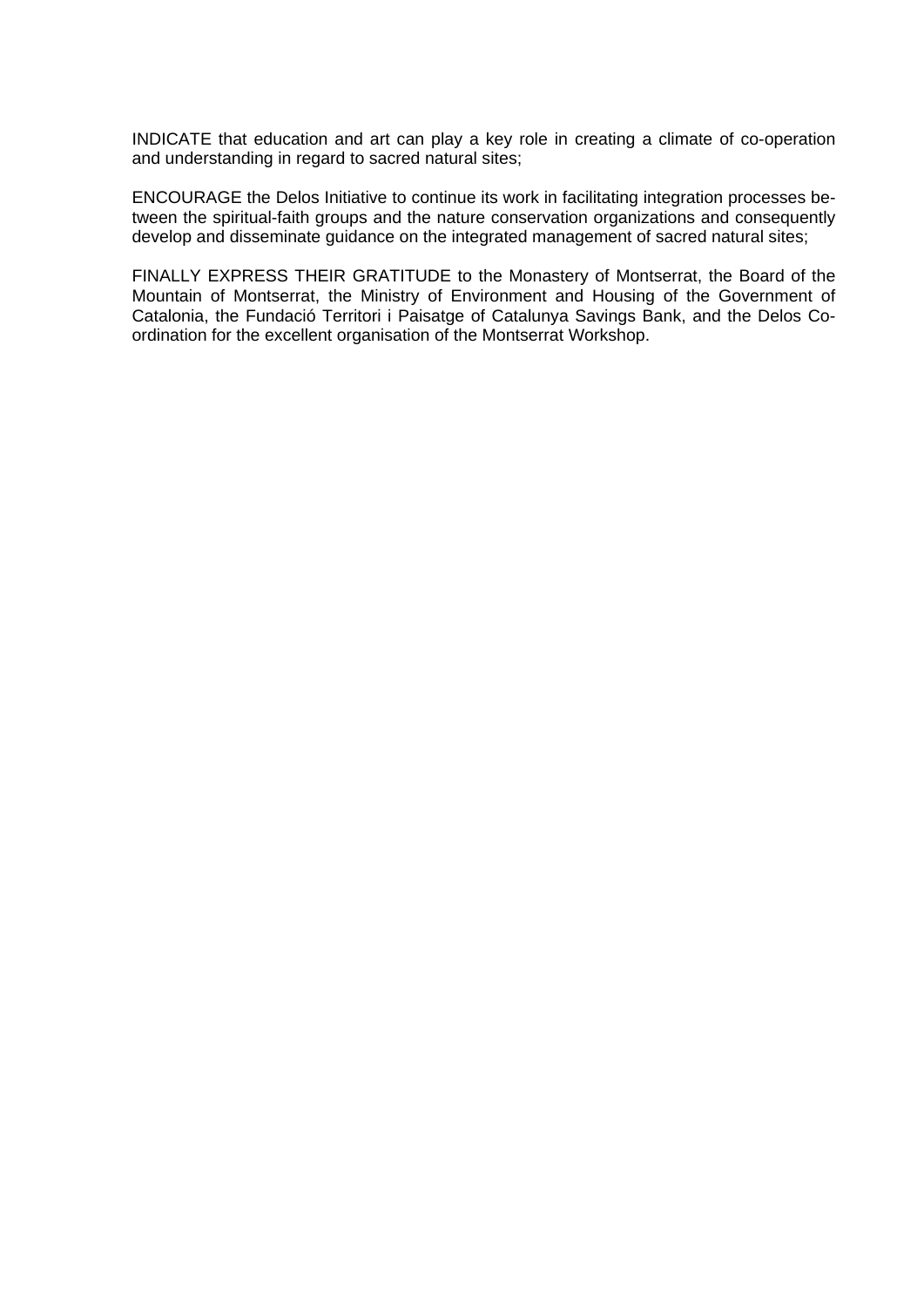INDICATE that education and art can play a key role in creating a climate of co-operation and understanding in regard to sacred natural sites;

ENCOURAGE the Delos Initiative to continue its work in facilitating integration processes between the spiritual-faith groups and the nature conservation organizations and consequently develop and disseminate guidance on the integrated management of sacred natural sites;

FINALLY EXPRESS THEIR GRATITUDE to the Monastery of Montserrat, the Board of the Mountain of Montserrat, the Ministry of Environment and Housing of the Government of Catalonia, the Fundació Territori i Paisatge of Catalunya Savings Bank, and the Delos Co-ordination for the excellent organisation of the Montserrat Workshop.